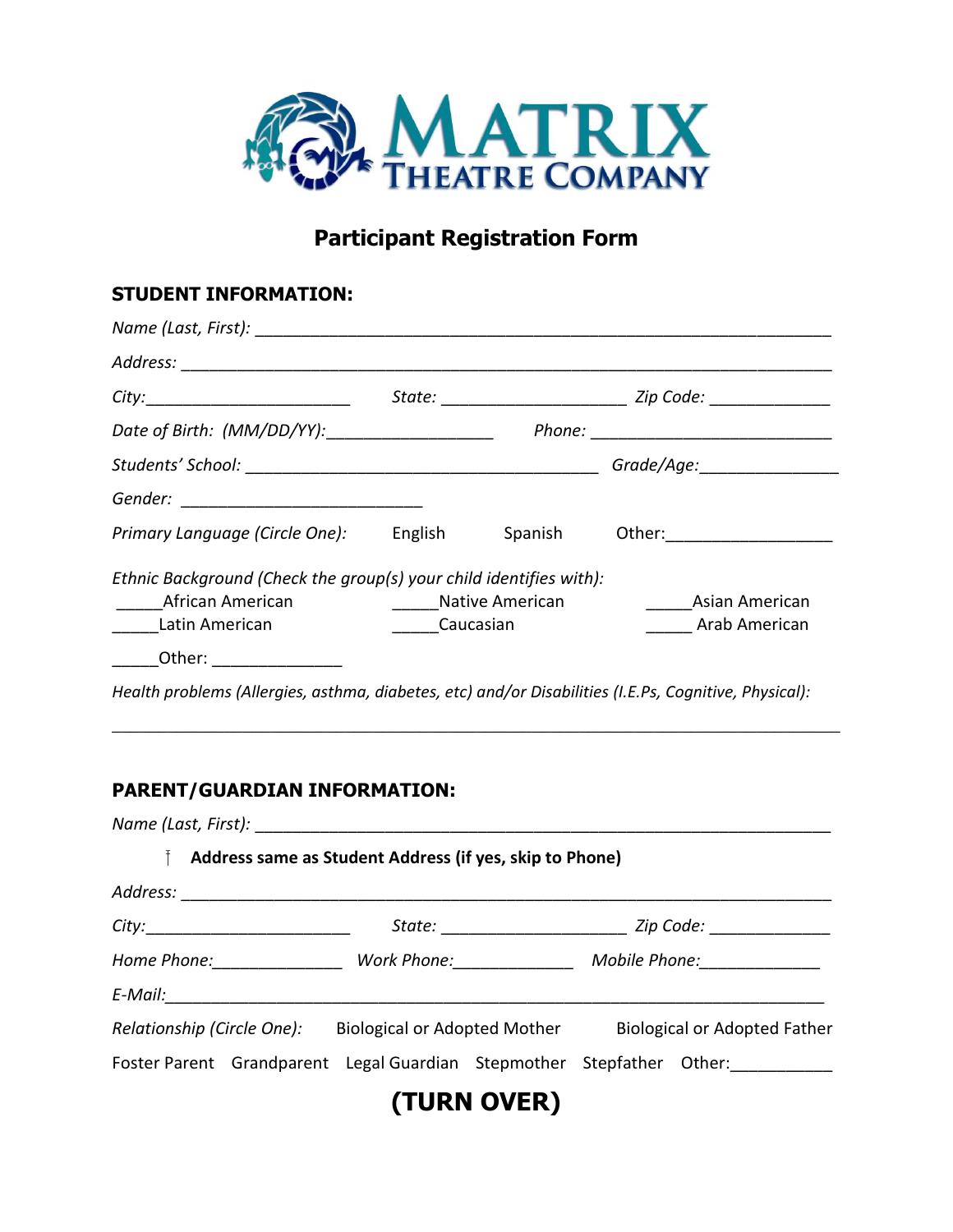MATRIX THEATRE COMPANY

## Participant Registration Form

### STUDENT INFORMATION:

*Name (Last, First):* ______________________________________________________________

*Address:* ______________________________________________________________

*City:* _____________________ *State:* ___________________ *Zip Code:* ____________

*Date of Birth: (MM/DD/YY):* _________________ *Phone:* __________________________

*Students' School:* ____________________________________ *Grade/Age:* ______________

*Gender:* _________________________

*Primary Language (Circle One):* English Spanish Other: _________________

*Ethnic Background (Check the group(s) your child identifies with):*

_____African American _____Native American _____Asian American

_____Latin American _____Caucasian _____ Arab American

_____Other: ______________

*Health problems (Allergies, asthma, diabetes, etc) and/or Disabilities (I.E.Ps, Cognitive, Physical):*

___________________________________________________________________________

### PARENT/GUARDIAN INFORMATION:

*Name (Last, First):* ______________________________________________________________

☐ **Address same as Student Address (if yes, skip to Phone)**

*Address:* ______________________________________________________________

*City:* _____________________ *State:* ___________________ *Zip Code:* ____________

*Home Phone:* ______________ *Work Phone:* _____________ *Mobile Phone:* _____________

*E-Mail:* ______________________________________________________________________

*Relationship (Circle One):* Biological or Adopted Mother Biological or Adopted Father

Foster Parent Grandparent Legal Guardian Stepmother Stepfather Other: __________

# (TURN OVER)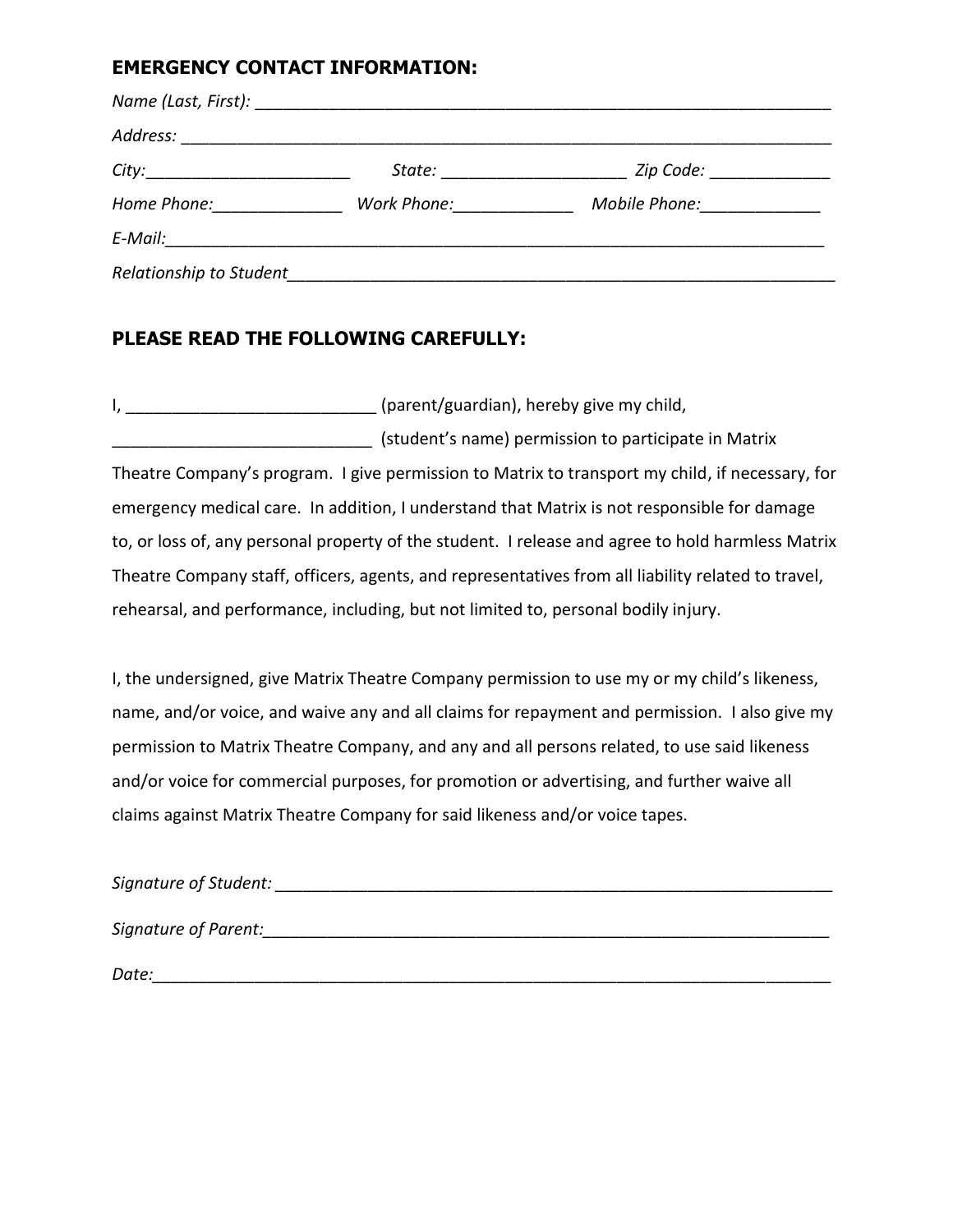## EMERGENCY CONTACT INFORMATION:

*Name (Last, First):* ________________________________________________________________

*Address:* ________________________________________________________________________

*City:*______________________ *State:* ___________________ *Zip Code:* _____________

*Home Phone:*______________ *Work Phone:*_____________ *Mobile Phone:*_____________

*E-Mail:*___________________________________________________________________________

*Relationship to Student*__________________________________________________________

## PLEASE READ THE FOLLOWING CAREFULLY:

I, ___________________________ (parent/guardian), hereby give my child, ____________________________ (student's name) permission to participate in Matrix Theatre Company's program. I give permission to Matrix to transport my child, if necessary, for emergency medical care. In addition, I understand that Matrix is not responsible for damage to, or loss of, any personal property of the student. I release and agree to hold harmless Matrix Theatre Company staff, officers, agents, and representatives from all liability related to travel, rehearsal, and performance, including, but not limited to, personal bodily injury.

I, the undersigned, give Matrix Theatre Company permission to use my or my child's likeness, name, and/or voice, and waive any and all claims for repayment and permission. I also give my permission to Matrix Theatre Company, and any and all persons related, to use said likeness and/or voice for commercial purposes, for promotion or advertising, and further waive all claims against Matrix Theatre Company for said likeness and/or voice tapes.

*Signature of Student:* _______________________________________________________________

*Signature of Parent:*_________________________________________________________________

*Date:*_____________________________________________________________________________